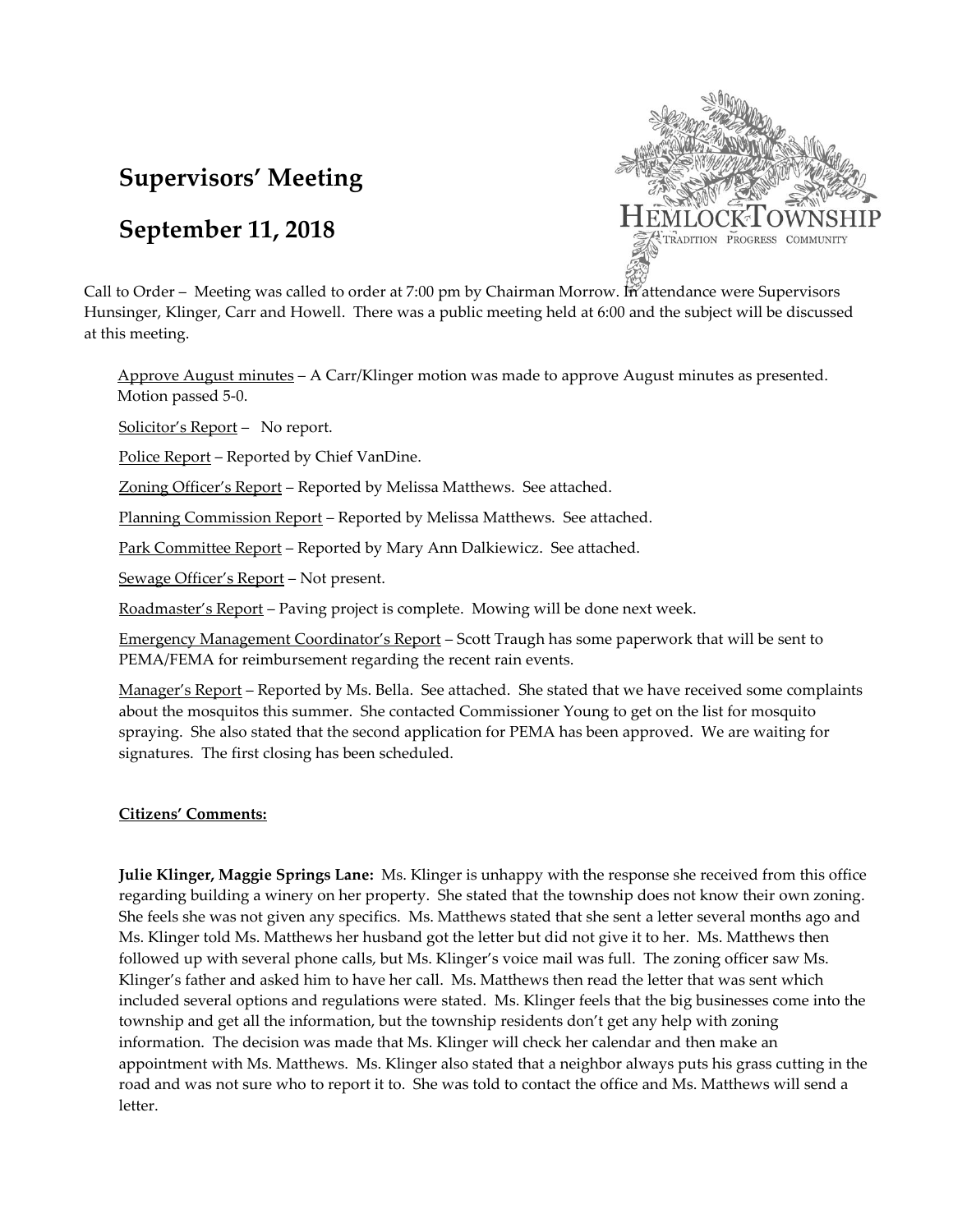# Supervisors' Meeting

# September 11, 2018

HEMLOCK TOWNSHIP
TRADITION PROGRESS COMMUNITY

Call to Order – Meeting was called to order at 7:00 pm by Chairman Morrow. In attendance were Supervisors Hunsinger, Klinger, Carr and Howell. There was a public meeting held at 6:00 and the subject will be discussed at this meeting.

<u>Approve August minutes</u> – A Carr/Klinger motion was made to approve August minutes as presented. Motion passed 5-0.

<u>Solicitor's Report</u> – No report.

<u>Police Report</u> – Reported by Chief VanDine.

<u>Zoning Officer's Report</u> – Reported by Melissa Matthews. See attached.

<u>Planning Commission Report</u> – Reported by Melissa Matthews. See attached.

<u>Park Committee Report</u> – Reported by Mary Ann Dalkiewicz. See attached.

<u>Sewage Officer's Report</u> – Not present.

<u>Roadmaster's Report</u> – Paving project is complete. Mowing will be done next week.

<u>Emergency Management Coordinator's Report</u> – Scott Traugh has some paperwork that will be sent to PEMA/FEMA for reimbursement regarding the recent rain events.

<u>Manager's Report</u> – Reported by Ms. Bella. See attached. She stated that we have received some complaints about the mosquitos this summer. She contacted Commissioner Young to get on the list for mosquito spraying. She also stated that the second application for PEMA has been approved. We are waiting for signatures. The first closing has been scheduled.

**<u>Citizens' Comments:</u>**

**Julie Klinger, Maggie Springs Lane:** Ms. Klinger is unhappy with the response she received from this office regarding building a winery on her property. She stated that the township does not know their own zoning. She feels she was not given any specifics. Ms. Matthews stated that she sent a letter several months ago and Ms. Klinger told Ms. Matthews her husband got the letter but did not give it to her. Ms. Matthews then followed up with several phone calls, but Ms. Klinger's voice mail was full. The zoning officer saw Ms. Klinger's father and asked him to have her call. Ms. Matthews then read the letter that was sent which included several options and regulations were stated. Ms. Klinger feels that the big businesses come into the township and get all the information, but the township residents don't get any help with zoning information. The decision was made that Ms. Klinger will check her calendar and then make an appointment with Ms. Matthews. Ms. Klinger also stated that a neighbor always puts his grass cutting in the road and was not sure who to report it to. She was told to contact the office and Ms. Matthews will send a letter.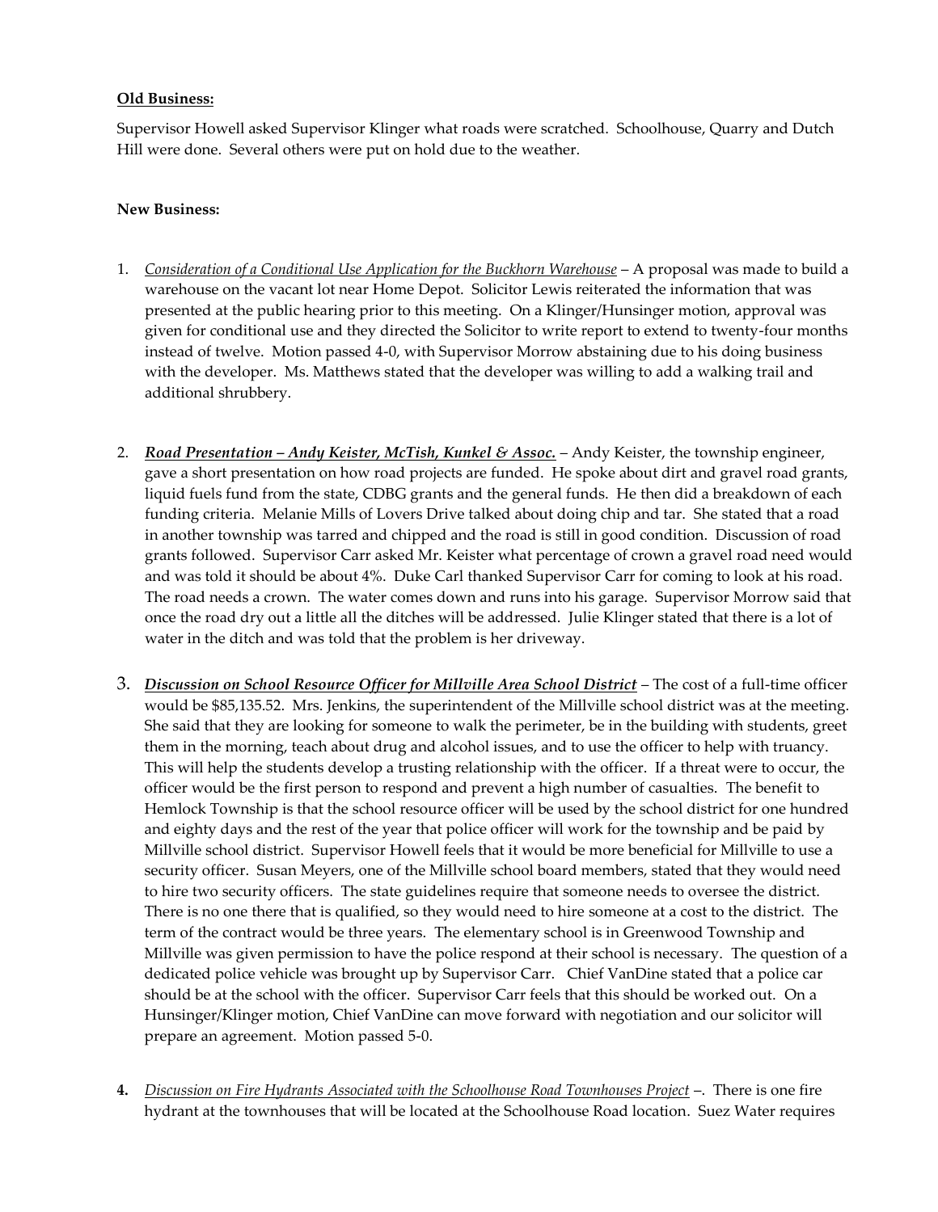**Old Business:**

Supervisor Howell asked Supervisor Klinger what roads were scratched. Schoolhouse, Quarry and Dutch Hill were done. Several others were put on hold due to the weather.

**New Business:**

1. *Consideration of a Conditional Use Application for the Buckhorn Warehouse* – A proposal was made to build a warehouse on the vacant lot near Home Depot. Solicitor Lewis reiterated the information that was presented at the public hearing prior to this meeting. On a Klinger/Hunsinger motion, approval was given for conditional use and they directed the Solicitor to write report to extend to twenty-four months instead of twelve. Motion passed 4-0, with Supervisor Morrow abstaining due to his doing business with the developer. Ms. Matthews stated that the developer was willing to add a walking trail and additional shrubbery.

2. ***Road Presentation – Andy Keister, McTish, Kunkel & Assoc.*** – Andy Keister, the township engineer, gave a short presentation on how road projects are funded. He spoke about dirt and gravel road grants, liquid fuels fund from the state, CDBG grants and the general funds. He then did a breakdown of each funding criteria. Melanie Mills of Lovers Drive talked about doing chip and tar. She stated that a road in another township was tarred and chipped and the road is still in good condition. Discussion of road grants followed. Supervisor Carr asked Mr. Keister what percentage of crown a gravel road need would and was told it should be about 4%. Duke Carl thanked Supervisor Carr for coming to look at his road. The road needs a crown. The water comes down and runs into his garage. Supervisor Morrow said that once the road dry out a little all the ditches will be addressed. Julie Klinger stated that there is a lot of water in the ditch and was told that the problem is her driveway.

3. ***Discussion on School Resource Officer for Millville Area School District*** – The cost of a full-time officer would be $85,135.52. Mrs. Jenkins, the superintendent of the Millville school district was at the meeting. She said that they are looking for someone to walk the perimeter, be in the building with students, greet them in the morning, teach about drug and alcohol issues, and to use the officer to help with truancy. This will help the students develop a trusting relationship with the officer. If a threat were to occur, the officer would be the first person to respond and prevent a high number of casualties. The benefit to Hemlock Township is that the school resource officer will be used by the school district for one hundred and eighty days and the rest of the year that police officer will work for the township and be paid by Millville school district. Supervisor Howell feels that it would be more beneficial for Millville to use a security officer. Susan Meyers, one of the Millville school board members, stated that they would need to hire two security officers. The state guidelines require that someone needs to oversee the district. There is no one there that is qualified, so they would need to hire someone at a cost to the district. The term of the contract would be three years. The elementary school is in Greenwood Township and Millville was given permission to have the police respond at their school is necessary. The question of a dedicated police vehicle was brought up by Supervisor Carr. Chief VanDine stated that a police car should be at the school with the officer. Supervisor Carr feels that this should be worked out. On a Hunsinger/Klinger motion, Chief VanDine can move forward with negotiation and our solicitor will prepare an agreement. Motion passed 5-0.

4. *Discussion on Fire Hydrants Associated with the Schoolhouse Road Townhouses Project* –. There is one fire hydrant at the townhouses that will be located at the Schoolhouse Road location. Suez Water requires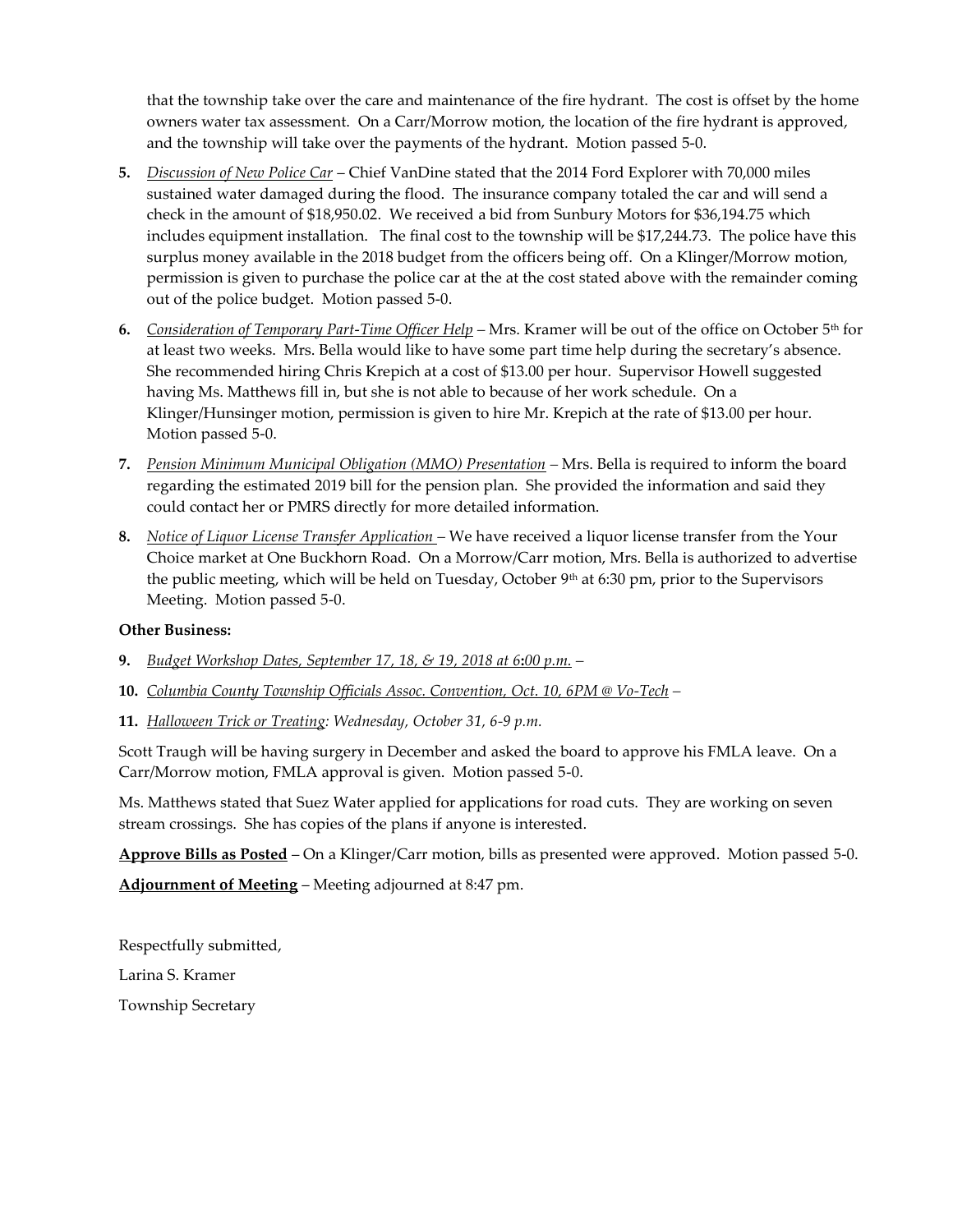that the township take over the care and maintenance of the fire hydrant. The cost is offset by the home owners water tax assessment. On a Carr/Morrow motion, the location of the fire hydrant is approved, and the township will take over the payments of the hydrant. Motion passed 5-0.

5. *Discussion of New Police Car* – Chief VanDine stated that the 2014 Ford Explorer with 70,000 miles sustained water damaged during the flood. The insurance company totaled the car and will send a check in the amount of $18,950.02. We received a bid from Sunbury Motors for $36,194.75 which includes equipment installation. The final cost to the township will be $17,244.73. The police have this surplus money available in the 2018 budget from the officers being off. On a Klinger/Morrow motion, permission is given to purchase the police car at the at the cost stated above with the remainder coming out of the police budget. Motion passed 5-0.

6. *Consideration of Temporary Part-Time Officer Help* – Mrs. Kramer will be out of the office on October 5th for at least two weeks. Mrs. Bella would like to have some part time help during the secretary's absence. She recommended hiring Chris Krepich at a cost of $13.00 per hour. Supervisor Howell suggested having Ms. Matthews fill in, but she is not able to because of her work schedule. On a Klinger/Hunsinger motion, permission is given to hire Mr. Krepich at the rate of $13.00 per hour. Motion passed 5-0.

7. *Pension Minimum Municipal Obligation (MMO) Presentation* – Mrs. Bella is required to inform the board regarding the estimated 2019 bill for the pension plan. She provided the information and said they could contact her or PMRS directly for more detailed information.

8. *Notice of Liquor License Transfer Application* – We have received a liquor license transfer from the Your Choice market at One Buckhorn Road. On a Morrow/Carr motion, Mrs. Bella is authorized to advertise the public meeting, which will be held on Tuesday, October 9th at 6:30 pm, prior to the Supervisors Meeting. Motion passed 5-0.

**Other Business:**

9. *Budget Workshop Dates, September 17, 18, & 19, 2018 at 6:00 p.m.* –

10. *Columbia County Township Officials Assoc. Convention, Oct. 10, 6PM @ Vo-Tech* –

11. *Halloween Trick or Treating: Wednesday, October 31, 6-9 p.m.*

Scott Traugh will be having surgery in December and asked the board to approve his FMLA leave. On a Carr/Morrow motion, FMLA approval is given. Motion passed 5-0.

Ms. Matthews stated that Suez Water applied for applications for road cuts. They are working on seven stream crossings. She has copies of the plans if anyone is interested.

**Approve Bills as Posted** – On a Klinger/Carr motion, bills as presented were approved. Motion passed 5-0.

**Adjournment of Meeting** – Meeting adjourned at 8:47 pm.

Respectfully submitted,

Larina S. Kramer

Township Secretary